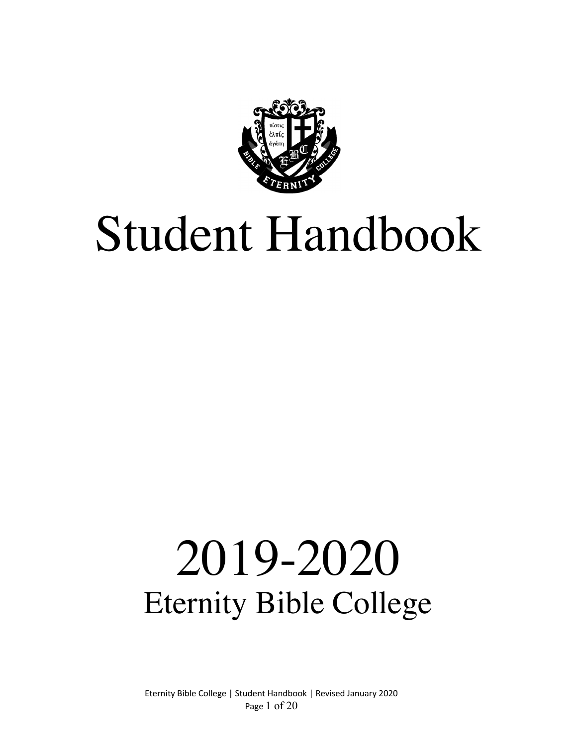# Student Handbook

# 2019-2020

## Eternity Bible College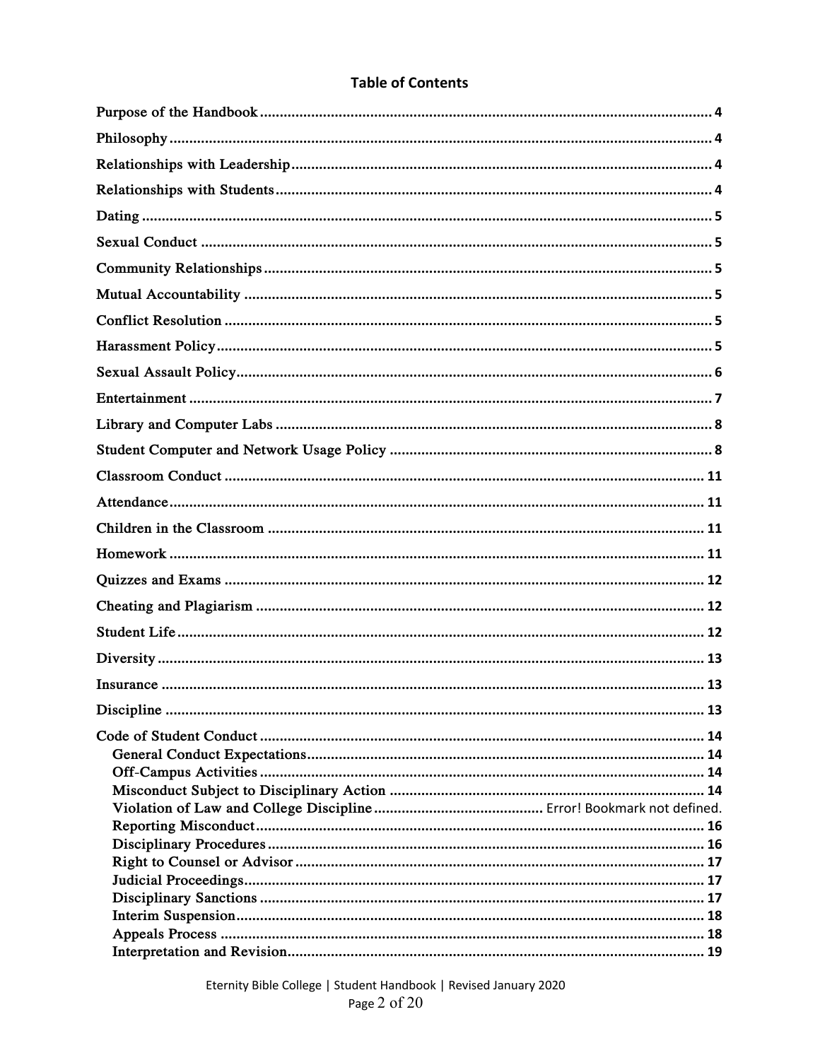## Table of Contents

Purpose of the Handbook .......... 4
Philosophy .......... 4
Relationships with Leadership .......... 4
Relationships with Students .......... 4
Dating .......... 5
Sexual Conduct .......... 5
Community Relationships .......... 5
Mutual Accountability .......... 5
Conflict Resolution .......... 5
Harassment Policy .......... 5
Sexual Assault Policy .......... 6
Entertainment .......... 7
Library and Computer Labs .......... 8
Student Computer and Network Usage Policy .......... 8
Classroom Conduct .......... 11
Attendance .......... 11
Children in the Classroom .......... 11
Homework .......... 11
Quizzes and Exams .......... 12
Cheating and Plagiarism .......... 12
Student Life .......... 12
Diversity .......... 13
Insurance .......... 13
Discipline .......... 13
Code of Student Conduct .......... 14
- General Conduct Expectations .......... 14
- Off-Campus Activities .......... 14
- Misconduct Subject to Disciplinary Action .......... 14
- Violation of Law and College Discipline .......... Error! Bookmark not defined.
- Reporting Misconduct .......... 16
- Disciplinary Procedures .......... 16
- Right to Counsel or Advisor .......... 17
- Judicial Proceedings .......... 17
- Disciplinary Sanctions .......... 17
- Interim Suspension .......... 18
- Appeals Process .......... 18
- Interpretation and Revision .......... 19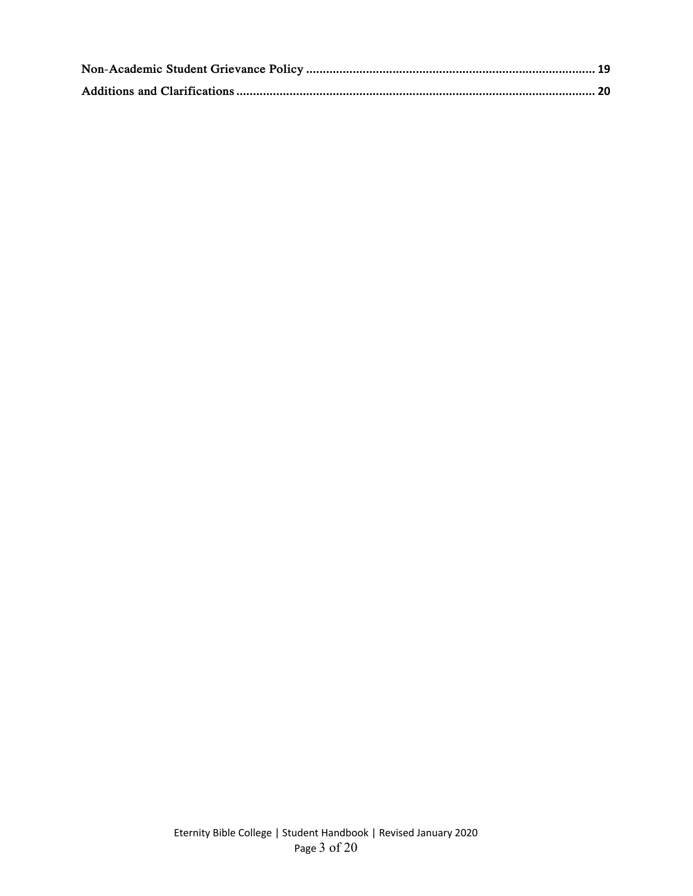**Non-Academic Student Grievance Policy** ........................................................................................ **19**

**Additions and Clarifications** ............................................................................................................. **20**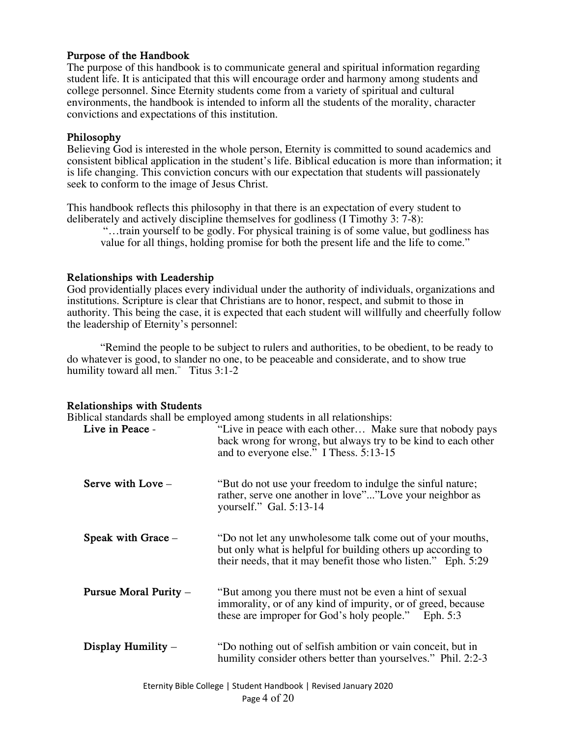### Purpose of the Handbook

The purpose of this handbook is to communicate general and spiritual information regarding student life. It is anticipated that this will encourage order and harmony among students and college personnel. Since Eternity students come from a variety of spiritual and cultural environments, the handbook is intended to inform all the students of the morality, character convictions and expectations of this institution.

### Philosophy

Believing God is interested in the whole person, Eternity is committed to sound academics and consistent biblical application in the student's life. Biblical education is more than information; it is life changing. This conviction concurs with our expectation that students will passionately seek to conform to the image of Jesus Christ.

This handbook reflects this philosophy in that there is an expectation of every student to deliberately and actively discipline themselves for godliness (I Timothy 3: 7-8):

> "…train yourself to be godly. For physical training is of some value, but godliness has value for all things, holding promise for both the present life and the life to come."

### Relationships with Leadership

God providentially places every individual under the authority of individuals, organizations and institutions. Scripture is clear that Christians are to honor, respect, and submit to those in authority. This being the case, it is expected that each student will willfully and cheerfully follow the leadership of Eternity's personnel:

> "Remind the people to be subject to rulers and authorities, to be obedient, to be ready to do whatever is good, to slander no one, to be peaceable and considerate, and to show true humility toward all men." Titus 3:1-2

### Relationships with Students

Biblical standards shall be employed among students in all relationships:

**Live in Peace** - "Live in peace with each other… Make sure that nobody pays back wrong for wrong, but always try to be kind to each other and to everyone else." I Thess. 5:13-15

**Serve with Love** – "But do not use your freedom to indulge the sinful nature; rather, serve one another in love"..."Love your neighbor as yourself." Gal. 5:13-14

**Speak with Grace** – "Do not let any unwholesome talk come out of your mouths, but only what is helpful for building others up according to their needs, that it may benefit those who listen." Eph. 5:29

**Pursue Moral Purity** – "But among you there must not be even a hint of sexual immorality, or of any kind of impurity, or of greed, because these are improper for God's holy people." Eph. 5:3

**Display Humility** – "Do nothing out of selfish ambition or vain conceit, but in humility consider others better than yourselves." Phil. 2:2-3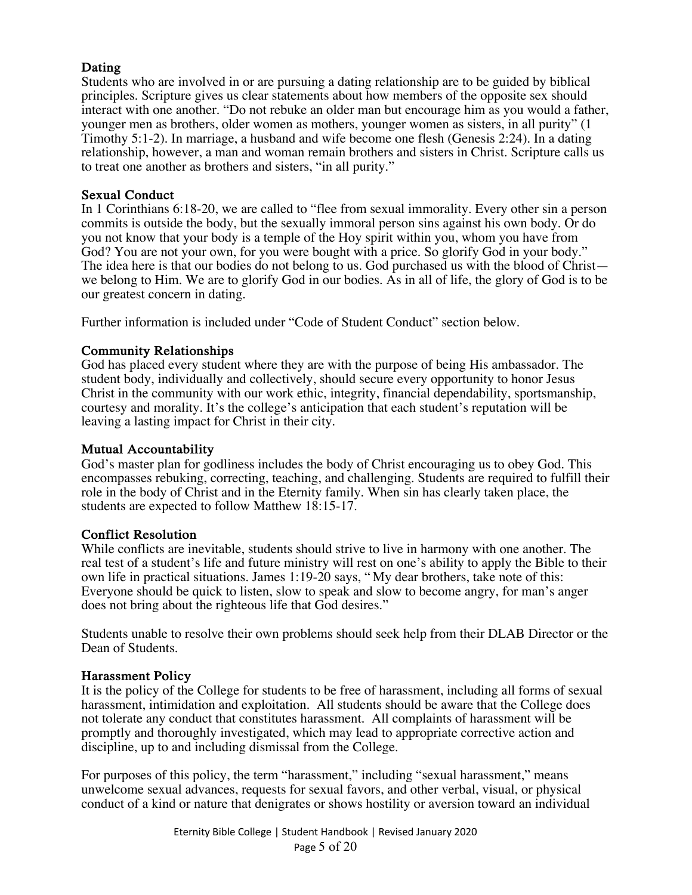### Dating

Students who are involved in or are pursuing a dating relationship are to be guided by biblical principles. Scripture gives us clear statements about how members of the opposite sex should interact with one another. "Do not rebuke an older man but encourage him as you would a father, younger men as brothers, older women as mothers, younger women as sisters, in all purity" (1 Timothy 5:1-2). In marriage, a husband and wife become one flesh (Genesis 2:24). In a dating relationship, however, a man and woman remain brothers and sisters in Christ. Scripture calls us to treat one another as brothers and sisters, "in all purity."

### Sexual Conduct

In 1 Corinthians 6:18-20, we are called to "flee from sexual immorality. Every other sin a person commits is outside the body, but the sexually immoral person sins against his own body. Or do you not know that your body is a temple of the Hoy spirit within you, whom you have from God? You are not your own, for you were bought with a price. So glorify God in your body." The idea here is that our bodies do not belong to us. God purchased us with the blood of Christ—we belong to Him. We are to glorify God in our bodies. As in all of life, the glory of God is to be our greatest concern in dating.

Further information is included under "Code of Student Conduct" section below.

### Community Relationships

God has placed every student where they are with the purpose of being His ambassador. The student body, individually and collectively, should secure every opportunity to honor Jesus Christ in the community with our work ethic, integrity, financial dependability, sportsmanship, courtesy and morality. It's the college's anticipation that each student's reputation will be leaving a lasting impact for Christ in their city.

### Mutual Accountability

God's master plan for godliness includes the body of Christ encouraging us to obey God. This encompasses rebuking, correcting, teaching, and challenging. Students are required to fulfill their role in the body of Christ and in the Eternity family. When sin has clearly taken place, the students are expected to follow Matthew 18:15-17.

### Conflict Resolution

While conflicts are inevitable, students should strive to live in harmony with one another. The real test of a student's life and future ministry will rest on one's ability to apply the Bible to their own life in practical situations. James 1:19-20 says, " My dear brothers, take note of this: Everyone should be quick to listen, slow to speak and slow to become angry, for man's anger does not bring about the righteous life that God desires."

Students unable to resolve their own problems should seek help from their DLAB Director or the Dean of Students.

### Harassment Policy

It is the policy of the College for students to be free of harassment, including all forms of sexual harassment, intimidation and exploitation. All students should be aware that the College does not tolerate any conduct that constitutes harassment. All complaints of harassment will be promptly and thoroughly investigated, which may lead to appropriate corrective action and discipline, up to and including dismissal from the College.

For purposes of this policy, the term "harassment," including "sexual harassment," means unwelcome sexual advances, requests for sexual favors, and other verbal, visual, or physical conduct of a kind or nature that denigrates or shows hostility or aversion toward an individual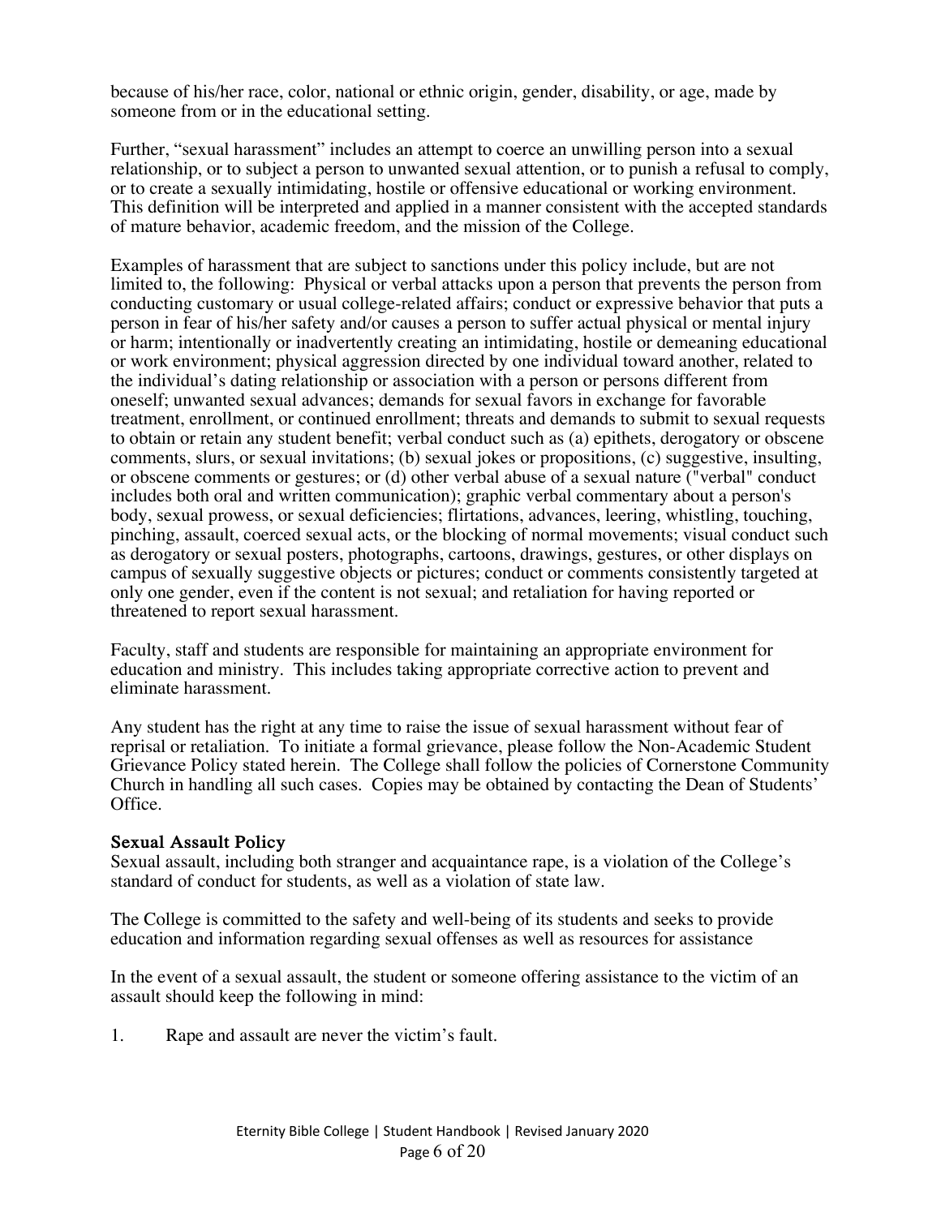because of his/her race, color, national or ethnic origin, gender, disability, or age, made by someone from or in the educational setting.

Further, "sexual harassment" includes an attempt to coerce an unwilling person into a sexual relationship, or to subject a person to unwanted sexual attention, or to punish a refusal to comply, or to create a sexually intimidating, hostile or offensive educational or working environment. This definition will be interpreted and applied in a manner consistent with the accepted standards of mature behavior, academic freedom, and the mission of the College.

Examples of harassment that are subject to sanctions under this policy include, but are not limited to, the following: Physical or verbal attacks upon a person that prevents the person from conducting customary or usual college-related affairs; conduct or expressive behavior that puts a person in fear of his/her safety and/or causes a person to suffer actual physical or mental injury or harm; intentionally or inadvertently creating an intimidating, hostile or demeaning educational or work environment; physical aggression directed by one individual toward another, related to the individual's dating relationship or association with a person or persons different from oneself; unwanted sexual advances; demands for sexual favors in exchange for favorable treatment, enrollment, or continued enrollment; threats and demands to submit to sexual requests to obtain or retain any student benefit; verbal conduct such as (a) epithets, derogatory or obscene comments, slurs, or sexual invitations; (b) sexual jokes or propositions, (c) suggestive, insulting, or obscene comments or gestures; or (d) other verbal abuse of a sexual nature ("verbal" conduct includes both oral and written communication); graphic verbal commentary about a person's body, sexual prowess, or sexual deficiencies; flirtations, advances, leering, whistling, touching, pinching, assault, coerced sexual acts, or the blocking of normal movements; visual conduct such as derogatory or sexual posters, photographs, cartoons, drawings, gestures, or other displays on campus of sexually suggestive objects or pictures; conduct or comments consistently targeted at only one gender, even if the content is not sexual; and retaliation for having reported or threatened to report sexual harassment.

Faculty, staff and students are responsible for maintaining an appropriate environment for education and ministry. This includes taking appropriate corrective action to prevent and eliminate harassment.

Any student has the right at any time to raise the issue of sexual harassment without fear of reprisal or retaliation. To initiate a formal grievance, please follow the Non-Academic Student Grievance Policy stated herein. The College shall follow the policies of Cornerstone Community Church in handling all such cases. Copies may be obtained by contacting the Dean of Students' Office.

**Sexual Assault Policy**

Sexual assault, including both stranger and acquaintance rape, is a violation of the College's standard of conduct for students, as well as a violation of state law.

The College is committed to the safety and well-being of its students and seeks to provide education and information regarding sexual offenses as well as resources for assistance

In the event of a sexual assault, the student or someone offering assistance to the victim of an assault should keep the following in mind:

1. Rape and assault are never the victim's fault.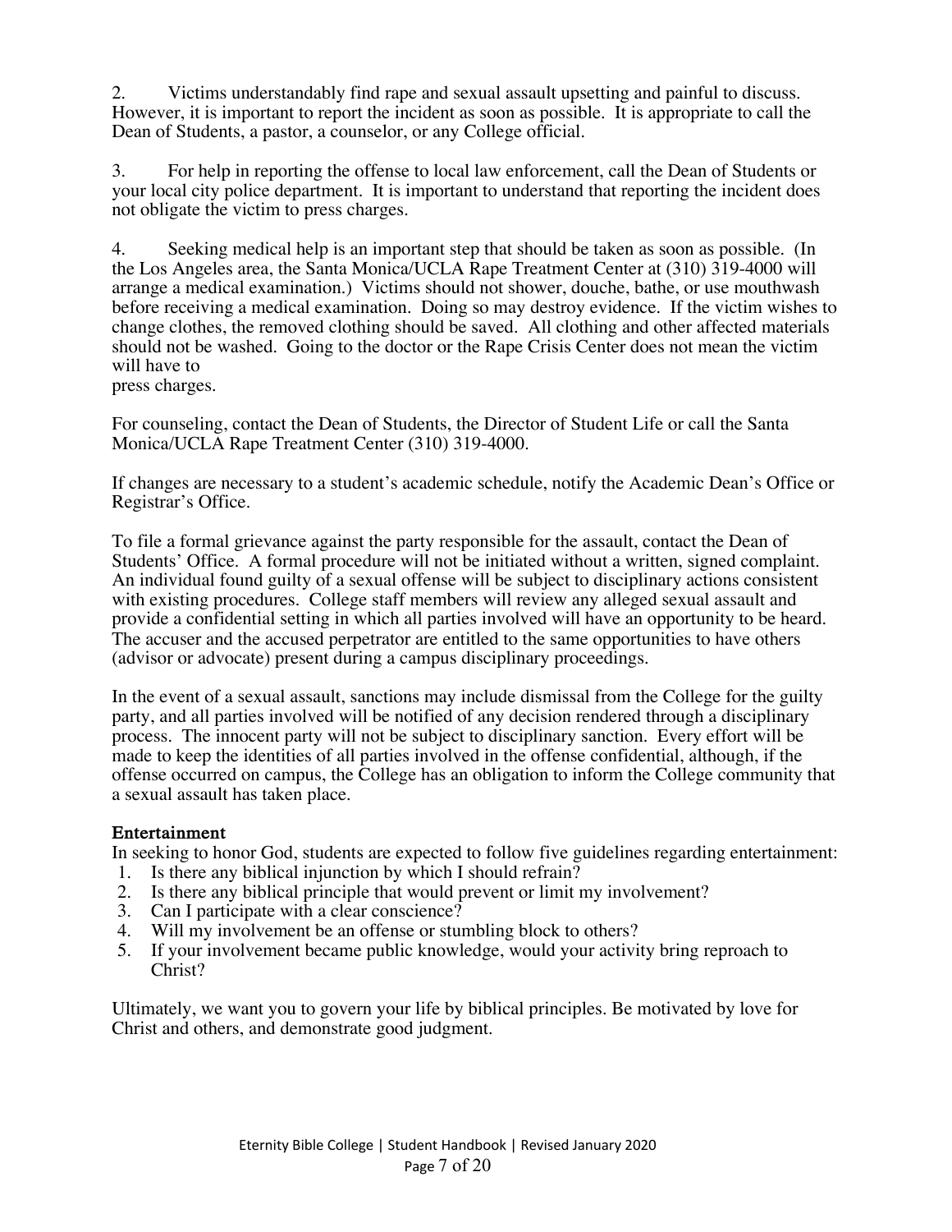2. Victims understandably find rape and sexual assault upsetting and painful to discuss. However, it is important to report the incident as soon as possible. It is appropriate to call the Dean of Students, a pastor, a counselor, or any College official.

3. For help in reporting the offense to local law enforcement, call the Dean of Students or your local city police department. It is important to understand that reporting the incident does not obligate the victim to press charges.

4. Seeking medical help is an important step that should be taken as soon as possible. (In the Los Angeles area, the Santa Monica/UCLA Rape Treatment Center at (310) 319-4000 will arrange a medical examination.) Victims should not shower, douche, bathe, or use mouthwash before receiving a medical examination. Doing so may destroy evidence. If the victim wishes to change clothes, the removed clothing should be saved. All clothing and other affected materials should not be washed. Going to the doctor or the Rape Crisis Center does not mean the victim will have to press charges.

For counseling, contact the Dean of Students, the Director of Student Life or call the Santa Monica/UCLA Rape Treatment Center (310) 319-4000.

If changes are necessary to a student's academic schedule, notify the Academic Dean's Office or Registrar's Office.

To file a formal grievance against the party responsible for the assault, contact the Dean of Students' Office. A formal procedure will not be initiated without a written, signed complaint. An individual found guilty of a sexual offense will be subject to disciplinary actions consistent with existing procedures. College staff members will review any alleged sexual assault and provide a confidential setting in which all parties involved will have an opportunity to be heard. The accuser and the accused perpetrator are entitled to the same opportunities to have others (advisor or advocate) present during a campus disciplinary proceedings.

In the event of a sexual assault, sanctions may include dismissal from the College for the guilty party, and all parties involved will be notified of any decision rendered through a disciplinary process. The innocent party will not be subject to disciplinary sanction. Every effort will be made to keep the identities of all parties involved in the offense confidential, although, if the offense occurred on campus, the College has an obligation to inform the College community that a sexual assault has taken place.

### Entertainment

In seeking to honor God, students are expected to follow five guidelines regarding entertainment:

1. Is there any biblical injunction by which I should refrain?
2. Is there any biblical principle that would prevent or limit my involvement?
3. Can I participate with a clear conscience?
4. Will my involvement be an offense or stumbling block to others?
5. If your involvement became public knowledge, would your activity bring reproach to Christ?

Ultimately, we want you to govern your life by biblical principles. Be motivated by love for Christ and others, and demonstrate good judgment.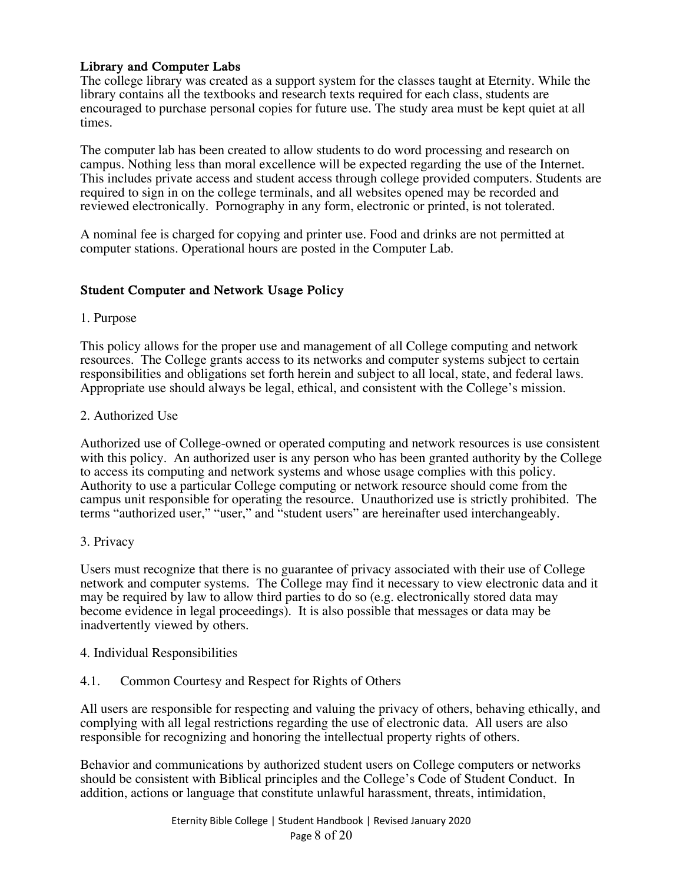### Library and Computer Labs

The college library was created as a support system for the classes taught at Eternity. While the library contains all the textbooks and research texts required for each class, students are encouraged to purchase personal copies for future use. The study area must be kept quiet at all times.

The computer lab has been created to allow students to do word processing and research on campus. Nothing less than moral excellence will be expected regarding the use of the Internet. This includes private access and student access through college provided computers. Students are required to sign in on the college terminals, and all websites opened may be recorded and reviewed electronically. Pornography in any form, electronic or printed, is not tolerated.

A nominal fee is charged for copying and printer use. Food and drinks are not permitted at computer stations. Operational hours are posted in the Computer Lab.

### Student Computer and Network Usage Policy

1. Purpose

This policy allows for the proper use and management of all College computing and network resources. The College grants access to its networks and computer systems subject to certain responsibilities and obligations set forth herein and subject to all local, state, and federal laws. Appropriate use should always be legal, ethical, and consistent with the College's mission.

2. Authorized Use

Authorized use of College-owned or operated computing and network resources is use consistent with this policy. An authorized user is any person who has been granted authority by the College to access its computing and network systems and whose usage complies with this policy. Authority to use a particular College computing or network resource should come from the campus unit responsible for operating the resource. Unauthorized use is strictly prohibited. The terms "authorized user," "user," and "student users" are hereinafter used interchangeably.

3. Privacy

Users must recognize that there is no guarantee of privacy associated with their use of College network and computer systems. The College may find it necessary to view electronic data and it may be required by law to allow third parties to do so (e.g. electronically stored data may become evidence in legal proceedings). It is also possible that messages or data may be inadvertently viewed by others.

4. Individual Responsibilities

4.1. Common Courtesy and Respect for Rights of Others

All users are responsible for respecting and valuing the privacy of others, behaving ethically, and complying with all legal restrictions regarding the use of electronic data. All users are also responsible for recognizing and honoring the intellectual property rights of others.

Behavior and communications by authorized student users on College computers or networks should be consistent with Biblical principles and the College's Code of Student Conduct. In addition, actions or language that constitute unlawful harassment, threats, intimidation,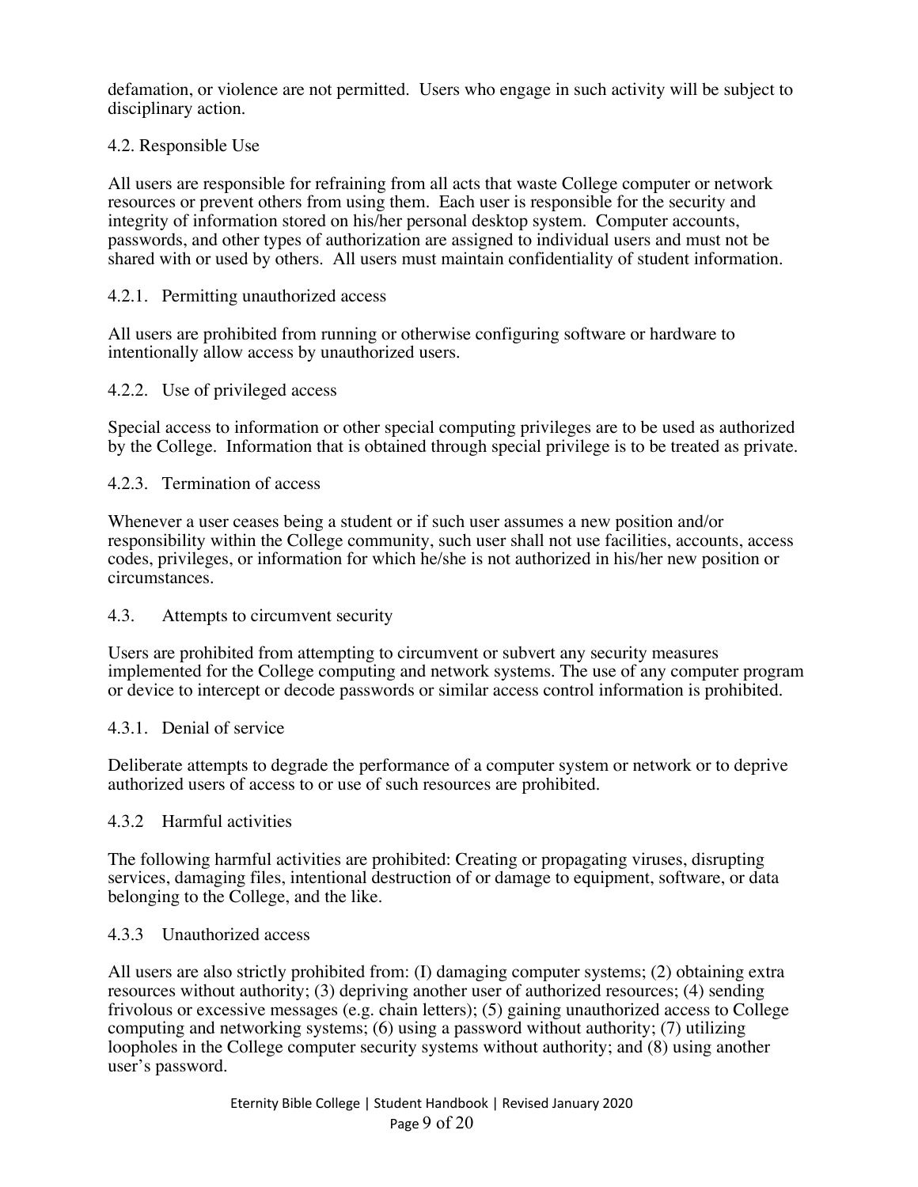defamation, or violence are not permitted. Users who engage in such activity will be subject to disciplinary action.

### 4.2. Responsible Use

All users are responsible for refraining from all acts that waste College computer or network resources or prevent others from using them. Each user is responsible for the security and integrity of information stored on his/her personal desktop system. Computer accounts, passwords, and other types of authorization are assigned to individual users and must not be shared with or used by others. All users must maintain confidentiality of student information.

#### 4.2.1. Permitting unauthorized access

All users are prohibited from running or otherwise configuring software or hardware to intentionally allow access by unauthorized users.

#### 4.2.2. Use of privileged access

Special access to information or other special computing privileges are to be used as authorized by the College. Information that is obtained through special privilege is to be treated as private.

#### 4.2.3. Termination of access

Whenever a user ceases being a student or if such user assumes a new position and/or responsibility within the College community, such user shall not use facilities, accounts, access codes, privileges, or information for which he/she is not authorized in his/her new position or circumstances.

### 4.3. Attempts to circumvent security

Users are prohibited from attempting to circumvent or subvert any security measures implemented for the College computing and network systems. The use of any computer program or device to intercept or decode passwords or similar access control information is prohibited.

#### 4.3.1. Denial of service

Deliberate attempts to degrade the performance of a computer system or network or to deprive authorized users of access to or use of such resources are prohibited.

#### 4.3.2 Harmful activities

The following harmful activities are prohibited: Creating or propagating viruses, disrupting services, damaging files, intentional destruction of or damage to equipment, software, or data belonging to the College, and the like.

#### 4.3.3 Unauthorized access

All users are also strictly prohibited from: (I) damaging computer systems; (2) obtaining extra resources without authority; (3) depriving another user of authorized resources; (4) sending frivolous or excessive messages (e.g. chain letters); (5) gaining unauthorized access to College computing and networking systems; (6) using a password without authority; (7) utilizing loopholes in the College computer security systems without authority; and (8) using another user's password.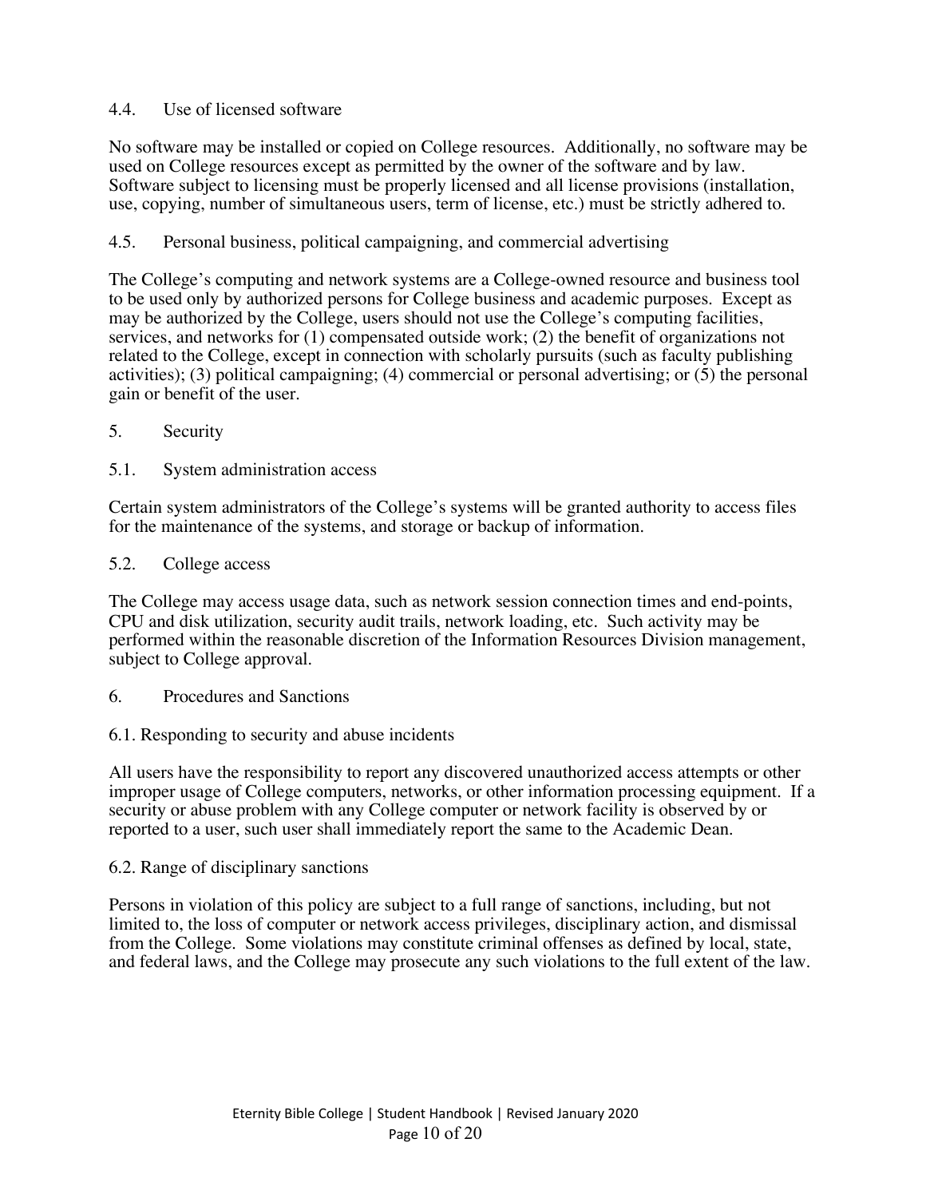### 4.4. Use of licensed software

No software may be installed or copied on College resources. Additionally, no software may be used on College resources except as permitted by the owner of the software and by law. Software subject to licensing must be properly licensed and all license provisions (installation, use, copying, number of simultaneous users, term of license, etc.) must be strictly adhered to.

### 4.5. Personal business, political campaigning, and commercial advertising

The College's computing and network systems are a College-owned resource and business tool to be used only by authorized persons for College business and academic purposes. Except as may be authorized by the College, users should not use the College's computing facilities, services, and networks for (1) compensated outside work; (2) the benefit of organizations not related to the College, except in connection with scholarly pursuits (such as faculty publishing activities); (3) political campaigning; (4) commercial or personal advertising; or (5) the personal gain or benefit of the user.

## 5. Security

### 5.1. System administration access

Certain system administrators of the College's systems will be granted authority to access files for the maintenance of the systems, and storage or backup of information.

### 5.2. College access

The College may access usage data, such as network session connection times and end-points, CPU and disk utilization, security audit trails, network loading, etc. Such activity may be performed within the reasonable discretion of the Information Resources Division management, subject to College approval.

## 6. Procedures and Sanctions

### 6.1. Responding to security and abuse incidents

All users have the responsibility to report any discovered unauthorized access attempts or other improper usage of College computers, networks, or other information processing equipment. If a security or abuse problem with any College computer or network facility is observed by or reported to a user, such user shall immediately report the same to the Academic Dean.

### 6.2. Range of disciplinary sanctions

Persons in violation of this policy are subject to a full range of sanctions, including, but not limited to, the loss of computer or network access privileges, disciplinary action, and dismissal from the College. Some violations may constitute criminal offenses as defined by local, state, and federal laws, and the College may prosecute any such violations to the full extent of the law.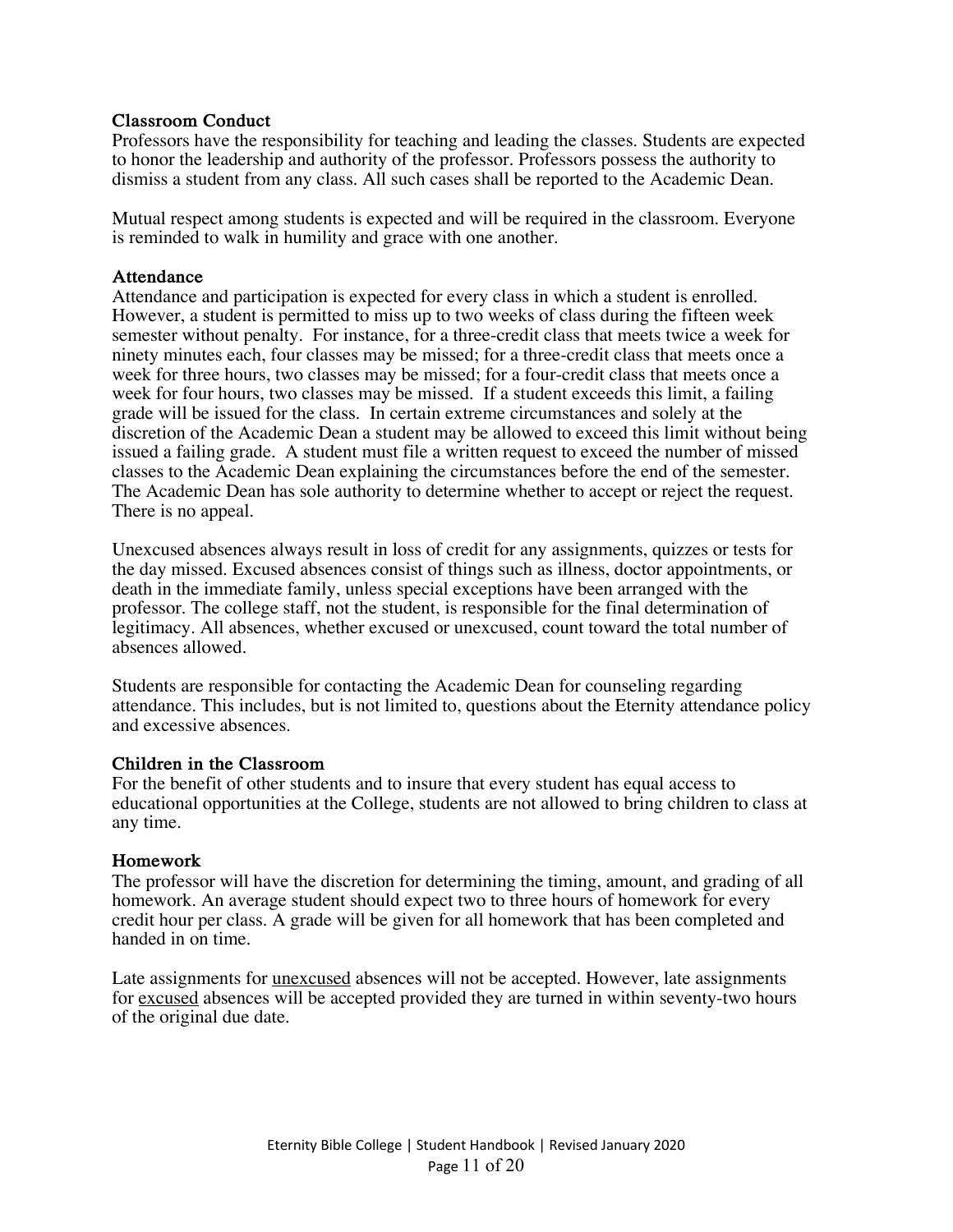### Classroom Conduct

Professors have the responsibility for teaching and leading the classes. Students are expected to honor the leadership and authority of the professor. Professors possess the authority to dismiss a student from any class. All such cases shall be reported to the Academic Dean.

Mutual respect among students is expected and will be required in the classroom. Everyone is reminded to walk in humility and grace with one another.

### Attendance

Attendance and participation is expected for every class in which a student is enrolled. However, a student is permitted to miss up to two weeks of class during the fifteen week semester without penalty. For instance, for a three-credit class that meets twice a week for ninety minutes each, four classes may be missed; for a three-credit class that meets once a week for three hours, two classes may be missed; for a four-credit class that meets once a week for four hours, two classes may be missed. If a student exceeds this limit, a failing grade will be issued for the class. In certain extreme circumstances and solely at the discretion of the Academic Dean a student may be allowed to exceed this limit without being issued a failing grade. A student must file a written request to exceed the number of missed classes to the Academic Dean explaining the circumstances before the end of the semester. The Academic Dean has sole authority to determine whether to accept or reject the request. There is no appeal.

Unexcused absences always result in loss of credit for any assignments, quizzes or tests for the day missed. Excused absences consist of things such as illness, doctor appointments, or death in the immediate family, unless special exceptions have been arranged with the professor. The college staff, not the student, is responsible for the final determination of legitimacy. All absences, whether excused or unexcused, count toward the total number of absences allowed.

Students are responsible for contacting the Academic Dean for counseling regarding attendance. This includes, but is not limited to, questions about the Eternity attendance policy and excessive absences.

### Children in the Classroom

For the benefit of other students and to insure that every student has equal access to educational opportunities at the College, students are not allowed to bring children to class at any time.

### Homework

The professor will have the discretion for determining the timing, amount, and grading of all homework. An average student should expect two to three hours of homework for every credit hour per class. A grade will be given for all homework that has been completed and handed in on time.

Late assignments for <u>unexcused</u> absences will not be accepted. However, late assignments for <u>excused</u> absences will be accepted provided they are turned in within seventy-two hours of the original due date.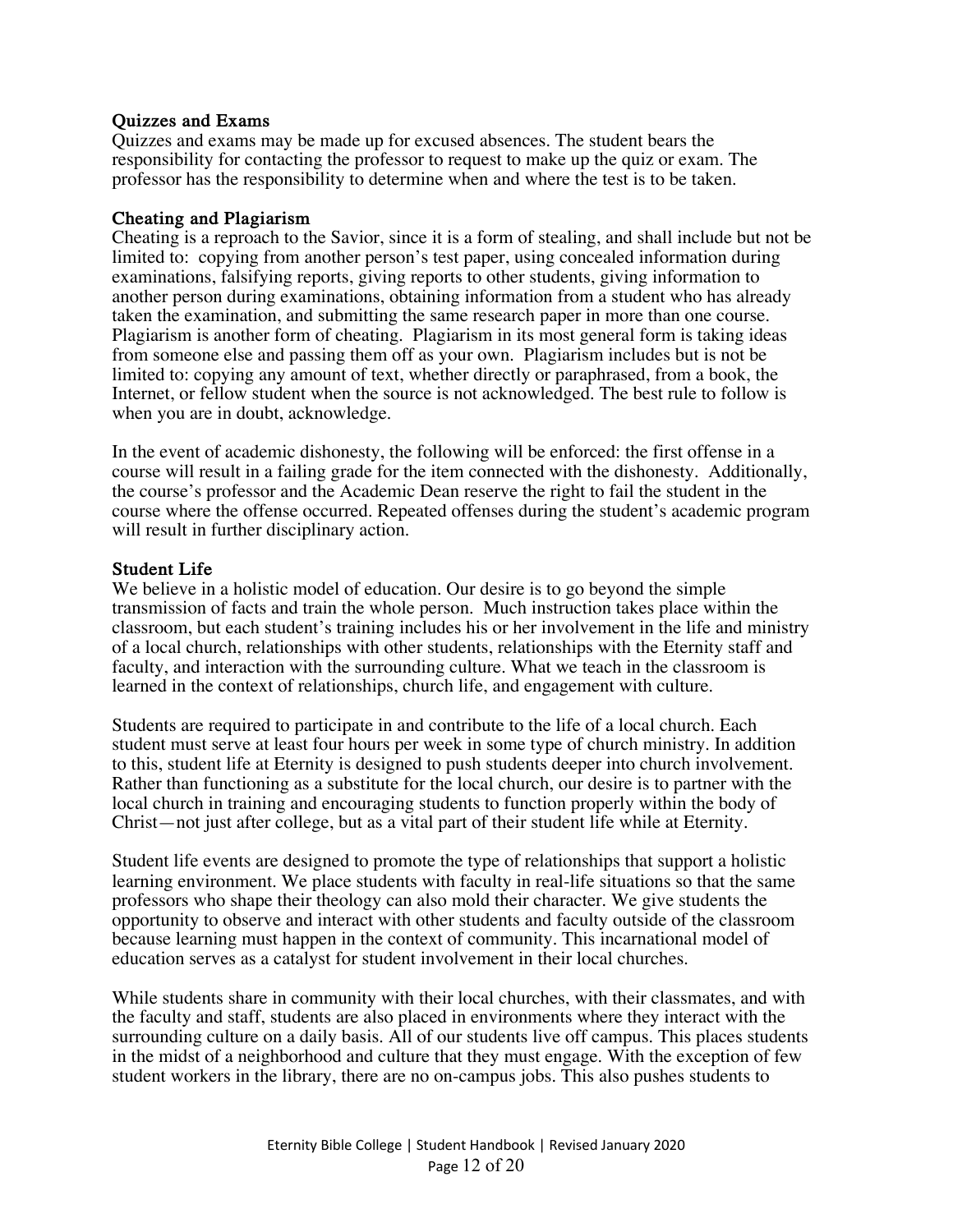### Quizzes and Exams

Quizzes and exams may be made up for excused absences. The student bears the responsibility for contacting the professor to request to make up the quiz or exam. The professor has the responsibility to determine when and where the test is to be taken.

### Cheating and Plagiarism

Cheating is a reproach to the Savior, since it is a form of stealing, and shall include but not be limited to: copying from another person's test paper, using concealed information during examinations, falsifying reports, giving reports to other students, giving information to another person during examinations, obtaining information from a student who has already taken the examination, and submitting the same research paper in more than one course. Plagiarism is another form of cheating. Plagiarism in its most general form is taking ideas from someone else and passing them off as your own. Plagiarism includes but is not be limited to: copying any amount of text, whether directly or paraphrased, from a book, the Internet, or fellow student when the source is not acknowledged. The best rule to follow is when you are in doubt, acknowledge.

In the event of academic dishonesty, the following will be enforced: the first offense in a course will result in a failing grade for the item connected with the dishonesty. Additionally, the course's professor and the Academic Dean reserve the right to fail the student in the course where the offense occurred. Repeated offenses during the student's academic program will result in further disciplinary action.

### Student Life

We believe in a holistic model of education. Our desire is to go beyond the simple transmission of facts and train the whole person. Much instruction takes place within the classroom, but each student's training includes his or her involvement in the life and ministry of a local church, relationships with other students, relationships with the Eternity staff and faculty, and interaction with the surrounding culture. What we teach in the classroom is learned in the context of relationships, church life, and engagement with culture.

Students are required to participate in and contribute to the life of a local church. Each student must serve at least four hours per week in some type of church ministry. In addition to this, student life at Eternity is designed to push students deeper into church involvement. Rather than functioning as a substitute for the local church, our desire is to partner with the local church in training and encouraging students to function properly within the body of Christ—not just after college, but as a vital part of their student life while at Eternity.

Student life events are designed to promote the type of relationships that support a holistic learning environment. We place students with faculty in real-life situations so that the same professors who shape their theology can also mold their character. We give students the opportunity to observe and interact with other students and faculty outside of the classroom because learning must happen in the context of community. This incarnational model of education serves as a catalyst for student involvement in their local churches.

While students share in community with their local churches, with their classmates, and with the faculty and staff, students are also placed in environments where they interact with the surrounding culture on a daily basis. All of our students live off campus. This places students in the midst of a neighborhood and culture that they must engage. With the exception of few student workers in the library, there are no on-campus jobs. This also pushes students to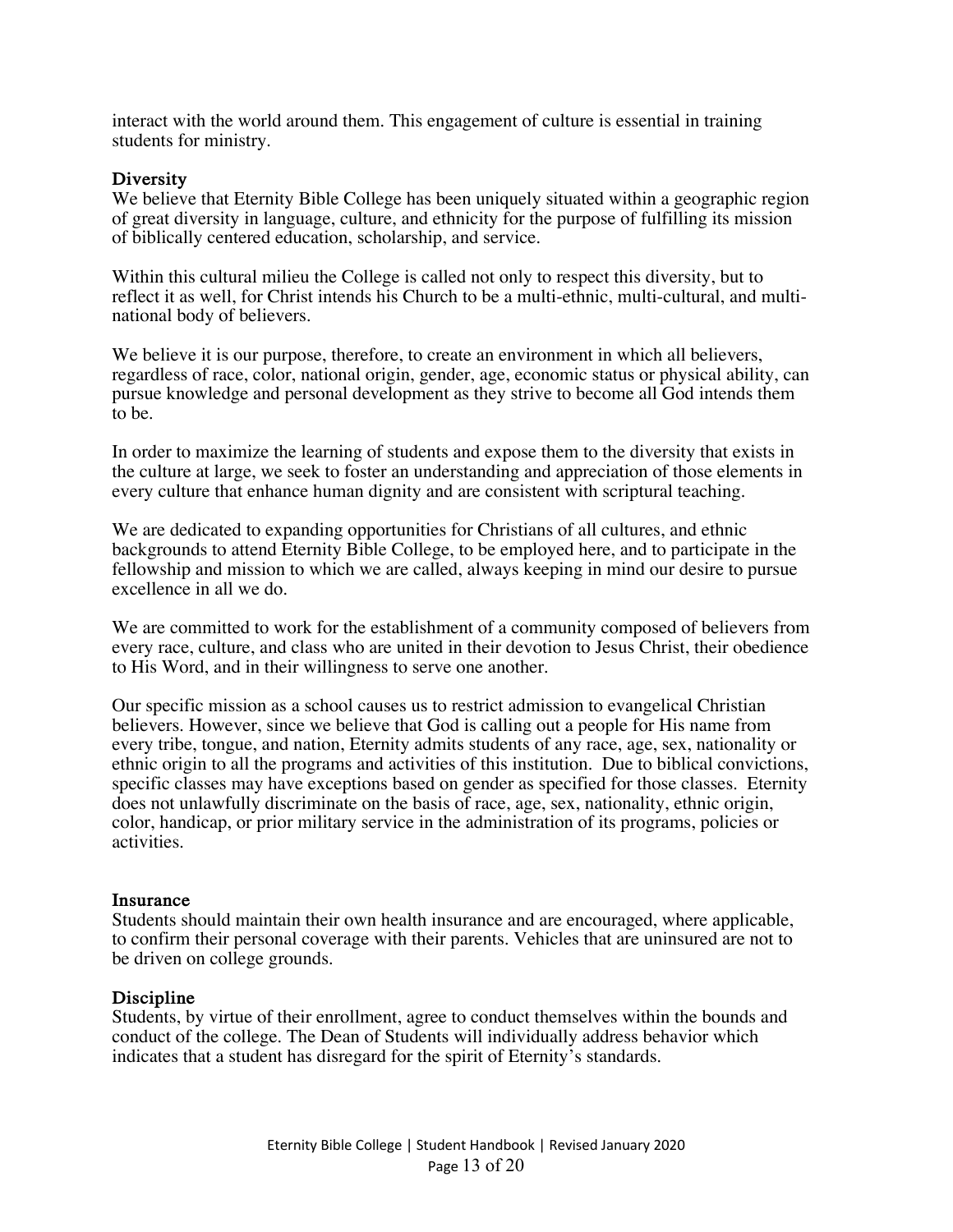interact with the world around them. This engagement of culture is essential in training students for ministry.

### Diversity

We believe that Eternity Bible College has been uniquely situated within a geographic region of great diversity in language, culture, and ethnicity for the purpose of fulfilling its mission of biblically centered education, scholarship, and service.

Within this cultural milieu the College is called not only to respect this diversity, but to reflect it as well, for Christ intends his Church to be a multi-ethnic, multi-cultural, and multi-national body of believers.

We believe it is our purpose, therefore, to create an environment in which all believers, regardless of race, color, national origin, gender, age, economic status or physical ability, can pursue knowledge and personal development as they strive to become all God intends them to be.

In order to maximize the learning of students and expose them to the diversity that exists in the culture at large, we seek to foster an understanding and appreciation of those elements in every culture that enhance human dignity and are consistent with scriptural teaching.

We are dedicated to expanding opportunities for Christians of all cultures, and ethnic backgrounds to attend Eternity Bible College, to be employed here, and to participate in the fellowship and mission to which we are called, always keeping in mind our desire to pursue excellence in all we do.

We are committed to work for the establishment of a community composed of believers from every race, culture, and class who are united in their devotion to Jesus Christ, their obedience to His Word, and in their willingness to serve one another.

Our specific mission as a school causes us to restrict admission to evangelical Christian believers. However, since we believe that God is calling out a people for His name from every tribe, tongue, and nation, Eternity admits students of any race, age, sex, nationality or ethnic origin to all the programs and activities of this institution. Due to biblical convictions, specific classes may have exceptions based on gender as specified for those classes. Eternity does not unlawfully discriminate on the basis of race, age, sex, nationality, ethnic origin, color, handicap, or prior military service in the administration of its programs, policies or activities.

### Insurance

Students should maintain their own health insurance and are encouraged, where applicable, to confirm their personal coverage with their parents. Vehicles that are uninsured are not to be driven on college grounds.

### Discipline

Students, by virtue of their enrollment, agree to conduct themselves within the bounds and conduct of the college. The Dean of Students will individually address behavior which indicates that a student has disregard for the spirit of Eternity's standards.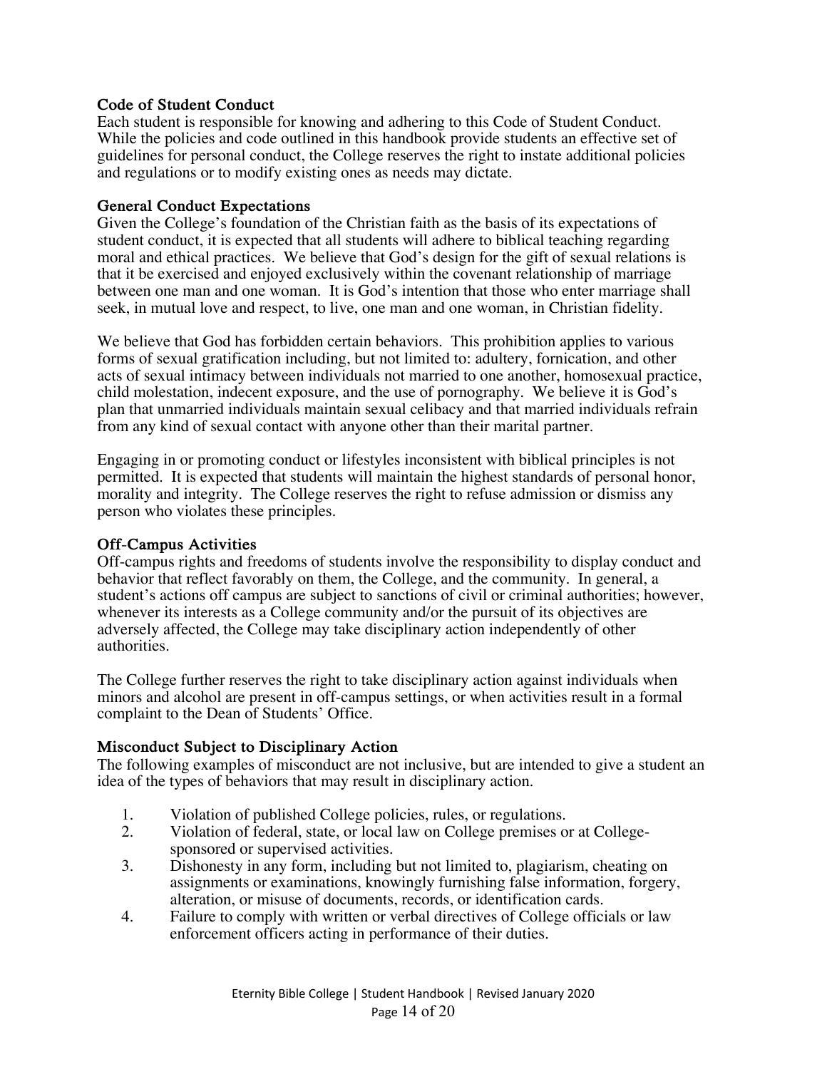### Code of Student Conduct

Each student is responsible for knowing and adhering to this Code of Student Conduct. While the policies and code outlined in this handbook provide students an effective set of guidelines for personal conduct, the College reserves the right to instate additional policies and regulations or to modify existing ones as needs may dictate.

### General Conduct Expectations

Given the College's foundation of the Christian faith as the basis of its expectations of student conduct, it is expected that all students will adhere to biblical teaching regarding moral and ethical practices. We believe that God's design for the gift of sexual relations is that it be exercised and enjoyed exclusively within the covenant relationship of marriage between one man and one woman. It is God's intention that those who enter marriage shall seek, in mutual love and respect, to live, one man and one woman, in Christian fidelity.

We believe that God has forbidden certain behaviors. This prohibition applies to various forms of sexual gratification including, but not limited to: adultery, fornication, and other acts of sexual intimacy between individuals not married to one another, homosexual practice, child molestation, indecent exposure, and the use of pornography. We believe it is God's plan that unmarried individuals maintain sexual celibacy and that married individuals refrain from any kind of sexual contact with anyone other than their marital partner.

Engaging in or promoting conduct or lifestyles inconsistent with biblical principles is not permitted. It is expected that students will maintain the highest standards of personal honor, morality and integrity. The College reserves the right to refuse admission or dismiss any person who violates these principles.

### Off-Campus Activities

Off-campus rights and freedoms of students involve the responsibility to display conduct and behavior that reflect favorably on them, the College, and the community. In general, a student's actions off campus are subject to sanctions of civil or criminal authorities; however, whenever its interests as a College community and/or the pursuit of its objectives are adversely affected, the College may take disciplinary action independently of other authorities.

The College further reserves the right to take disciplinary action against individuals when minors and alcohol are present in off-campus settings, or when activities result in a formal complaint to the Dean of Students' Office.

### Misconduct Subject to Disciplinary Action

The following examples of misconduct are not inclusive, but are intended to give a student an idea of the types of behaviors that may result in disciplinary action.

1. Violation of published College policies, rules, or regulations.
2. Violation of federal, state, or local law on College premises or at College-sponsored or supervised activities.
3. Dishonesty in any form, including but not limited to, plagiarism, cheating on assignments or examinations, knowingly furnishing false information, forgery, alteration, or misuse of documents, records, or identification cards.
4. Failure to comply with written or verbal directives of College officials or law enforcement officers acting in performance of their duties.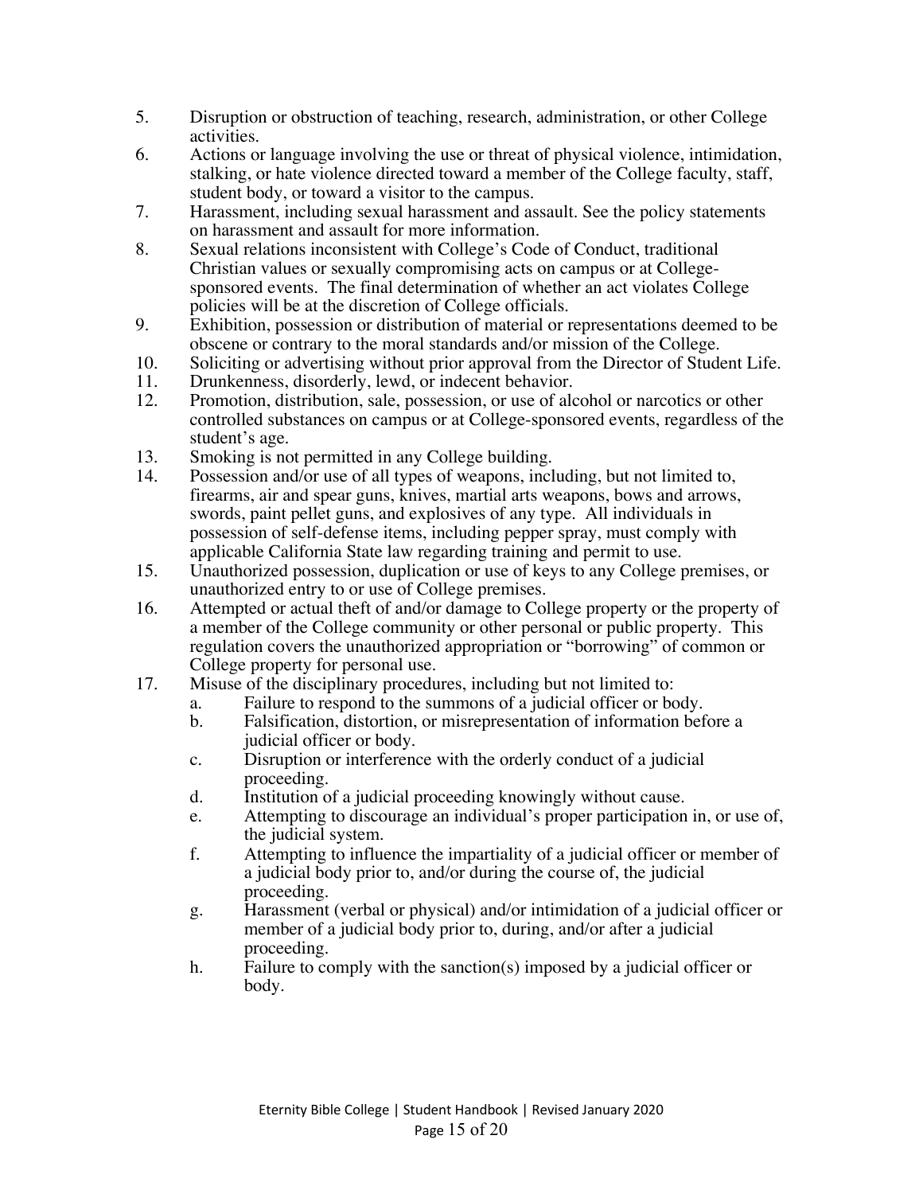5. Disruption or obstruction of teaching, research, administration, or other College activities.
6. Actions or language involving the use or threat of physical violence, intimidation, stalking, or hate violence directed toward a member of the College faculty, staff, student body, or toward a visitor to the campus.
7. Harassment, including sexual harassment and assault. See the policy statements on harassment and assault for more information.
8. Sexual relations inconsistent with College's Code of Conduct, traditional Christian values or sexually compromising acts on campus or at College-sponsored events. The final determination of whether an act violates College policies will be at the discretion of College officials.
9. Exhibition, possession or distribution of material or representations deemed to be obscene or contrary to the moral standards and/or mission of the College.
10. Soliciting or advertising without prior approval from the Director of Student Life.
11. Drunkenness, disorderly, lewd, or indecent behavior.
12. Promotion, distribution, sale, possession, or use of alcohol or narcotics or other controlled substances on campus or at College-sponsored events, regardless of the student's age.
13. Smoking is not permitted in any College building.
14. Possession and/or use of all types of weapons, including, but not limited to, firearms, air and spear guns, knives, martial arts weapons, bows and arrows, swords, paint pellet guns, and explosives of any type. All individuals in possession of self-defense items, including pepper spray, must comply with applicable California State law regarding training and permit to use.
15. Unauthorized possession, duplication or use of keys to any College premises, or unauthorized entry to or use of College premises.
16. Attempted or actual theft of and/or damage to College property or the property of a member of the College community or other personal or public property. This regulation covers the unauthorized appropriation or "borrowing" of common or College property for personal use.
17. Misuse of the disciplinary procedures, including but not limited to:
    a. Failure to respond to the summons of a judicial officer or body.
    b. Falsification, distortion, or misrepresentation of information before a judicial officer or body.
    c. Disruption or interference with the orderly conduct of a judicial proceeding.
    d. Institution of a judicial proceeding knowingly without cause.
    e. Attempting to discourage an individual's proper participation in, or use of, the judicial system.
    f. Attempting to influence the impartiality of a judicial officer or member of a judicial body prior to, and/or during the course of, the judicial proceeding.
    g. Harassment (verbal or physical) and/or intimidation of a judicial officer or member of a judicial body prior to, during, and/or after a judicial proceeding.
    h. Failure to comply with the sanction(s) imposed by a judicial officer or body.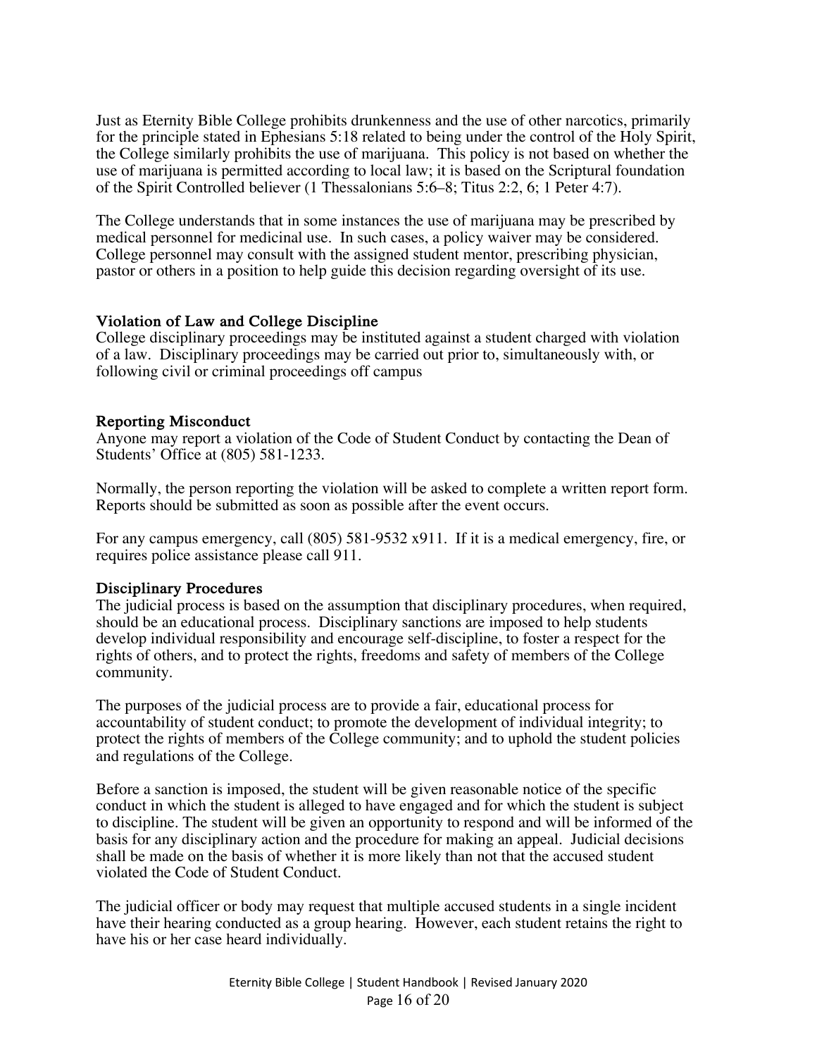Just as Eternity Bible College prohibits drunkenness and the use of other narcotics, primarily for the principle stated in Ephesians 5:18 related to being under the control of the Holy Spirit, the College similarly prohibits the use of marijuana. This policy is not based on whether the use of marijuana is permitted according to local law; it is based on the Scriptural foundation of the Spirit Controlled believer (1 Thessalonians 5:6–8; Titus 2:2, 6; 1 Peter 4:7).

The College understands that in some instances the use of marijuana may be prescribed by medical personnel for medicinal use. In such cases, a policy waiver may be considered. College personnel may consult with the assigned student mentor, prescribing physician, pastor or others in a position to help guide this decision regarding oversight of its use.

### Violation of Law and College Discipline

College disciplinary proceedings may be instituted against a student charged with violation of a law. Disciplinary proceedings may be carried out prior to, simultaneously with, or following civil or criminal proceedings off campus

### Reporting Misconduct

Anyone may report a violation of the Code of Student Conduct by contacting the Dean of Students' Office at (805) 581-1233.

Normally, the person reporting the violation will be asked to complete a written report form. Reports should be submitted as soon as possible after the event occurs.

For any campus emergency, call (805) 581-9532 x911. If it is a medical emergency, fire, or requires police assistance please call 911.

### Disciplinary Procedures

The judicial process is based on the assumption that disciplinary procedures, when required, should be an educational process. Disciplinary sanctions are imposed to help students develop individual responsibility and encourage self-discipline, to foster a respect for the rights of others, and to protect the rights, freedoms and safety of members of the College community.

The purposes of the judicial process are to provide a fair, educational process for accountability of student conduct; to promote the development of individual integrity; to protect the rights of members of the College community; and to uphold the student policies and regulations of the College.

Before a sanction is imposed, the student will be given reasonable notice of the specific conduct in which the student is alleged to have engaged and for which the student is subject to discipline. The student will be given an opportunity to respond and will be informed of the basis for any disciplinary action and the procedure for making an appeal. Judicial decisions shall be made on the basis of whether it is more likely than not that the accused student violated the Code of Student Conduct.

The judicial officer or body may request that multiple accused students in a single incident have their hearing conducted as a group hearing. However, each student retains the right to have his or her case heard individually.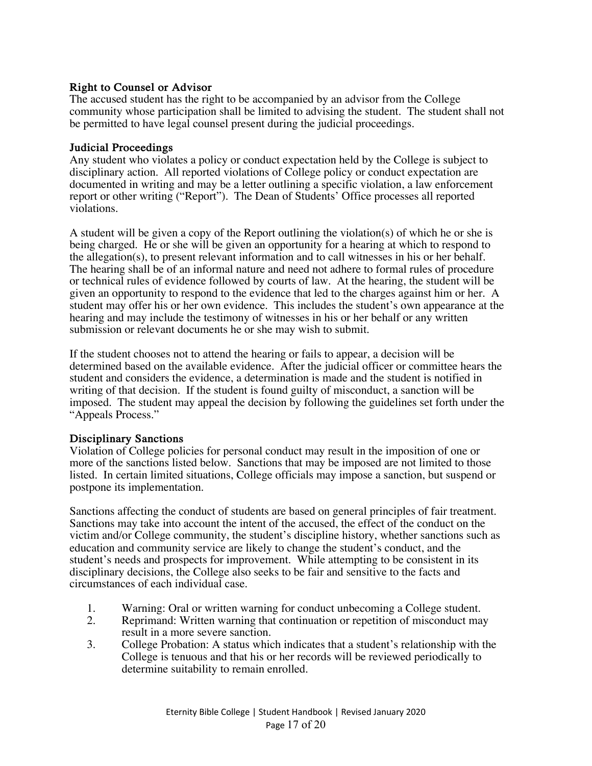### Right to Counsel or Advisor

The accused student has the right to be accompanied by an advisor from the College community whose participation shall be limited to advising the student. The student shall not be permitted to have legal counsel present during the judicial proceedings.

### Judicial Proceedings

Any student who violates a policy or conduct expectation held by the College is subject to disciplinary action. All reported violations of College policy or conduct expectation are documented in writing and may be a letter outlining a specific violation, a law enforcement report or other writing ("Report"). The Dean of Students' Office processes all reported violations.

A student will be given a copy of the Report outlining the violation(s) of which he or she is being charged. He or she will be given an opportunity for a hearing at which to respond to the allegation(s), to present relevant information and to call witnesses in his or her behalf. The hearing shall be of an informal nature and need not adhere to formal rules of procedure or technical rules of evidence followed by courts of law. At the hearing, the student will be given an opportunity to respond to the evidence that led to the charges against him or her. A student may offer his or her own evidence. This includes the student's own appearance at the hearing and may include the testimony of witnesses in his or her behalf or any written submission or relevant documents he or she may wish to submit.

If the student chooses not to attend the hearing or fails to appear, a decision will be determined based on the available evidence. After the judicial officer or committee hears the student and considers the evidence, a determination is made and the student is notified in writing of that decision. If the student is found guilty of misconduct, a sanction will be imposed. The student may appeal the decision by following the guidelines set forth under the "Appeals Process."

### Disciplinary Sanctions

Violation of College policies for personal conduct may result in the imposition of one or more of the sanctions listed below. Sanctions that may be imposed are not limited to those listed. In certain limited situations, College officials may impose a sanction, but suspend or postpone its implementation.

Sanctions affecting the conduct of students are based on general principles of fair treatment. Sanctions may take into account the intent of the accused, the effect of the conduct on the victim and/or College community, the student's discipline history, whether sanctions such as education and community service are likely to change the student's conduct, and the student's needs and prospects for improvement. While attempting to be consistent in its disciplinary decisions, the College also seeks to be fair and sensitive to the facts and circumstances of each individual case.

1. Warning: Oral or written warning for conduct unbecoming a College student.
2. Reprimand: Written warning that continuation or repetition of misconduct may result in a more severe sanction.
3. College Probation: A status which indicates that a student's relationship with the College is tenuous and that his or her records will be reviewed periodically to determine suitability to remain enrolled.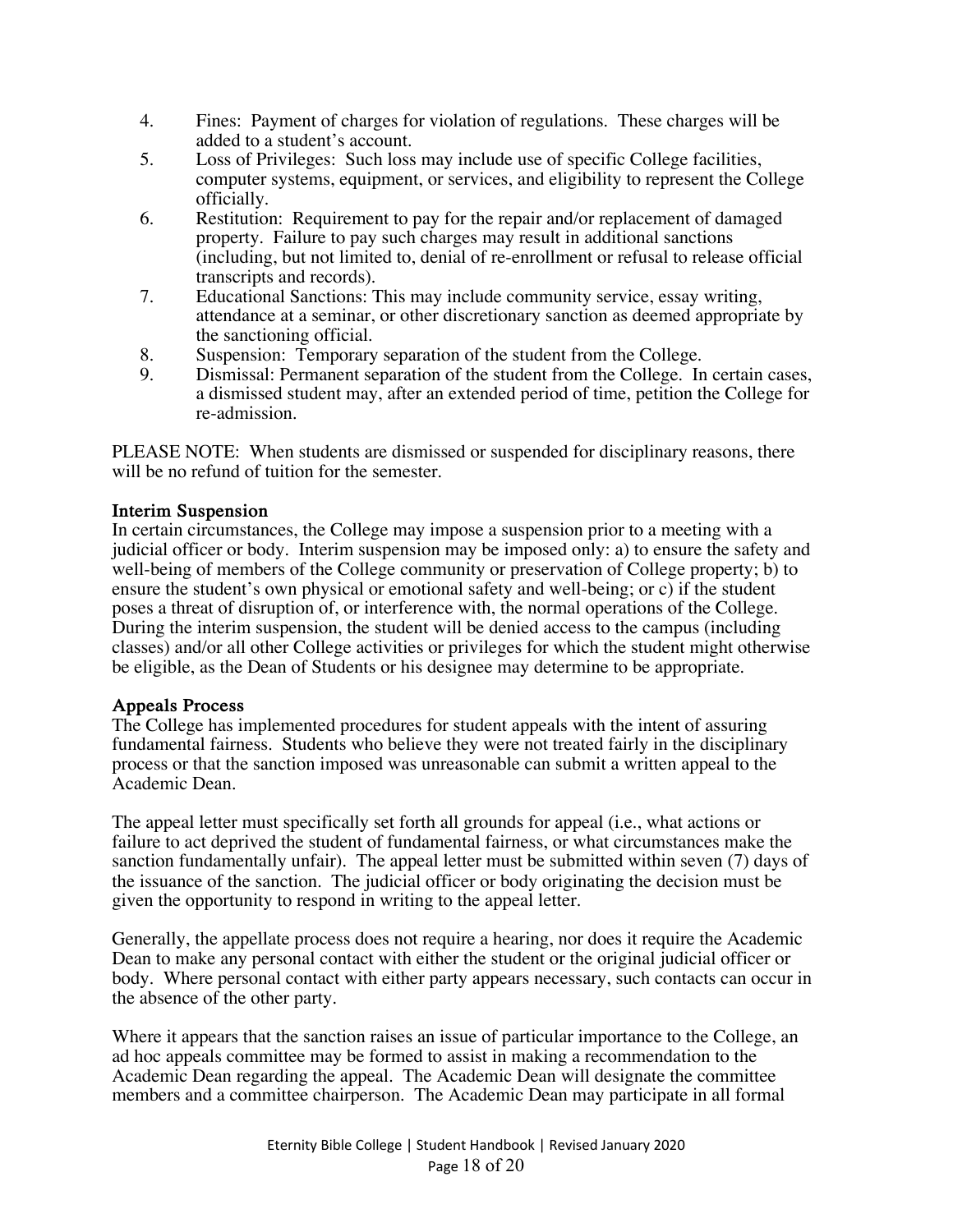4. Fines: Payment of charges for violation of regulations. These charges will be added to a student's account.
5. Loss of Privileges: Such loss may include use of specific College facilities, computer systems, equipment, or services, and eligibility to represent the College officially.
6. Restitution: Requirement to pay for the repair and/or replacement of damaged property. Failure to pay such charges may result in additional sanctions (including, but not limited to, denial of re-enrollment or refusal to release official transcripts and records).
7. Educational Sanctions: This may include community service, essay writing, attendance at a seminar, or other discretionary sanction as deemed appropriate by the sanctioning official.
8. Suspension: Temporary separation of the student from the College.
9. Dismissal: Permanent separation of the student from the College. In certain cases, a dismissed student may, after an extended period of time, petition the College for re-admission.

PLEASE NOTE: When students are dismissed or suspended for disciplinary reasons, there will be no refund of tuition for the semester.

### Interim Suspension

In certain circumstances, the College may impose a suspension prior to a meeting with a judicial officer or body. Interim suspension may be imposed only: a) to ensure the safety and well-being of members of the College community or preservation of College property; b) to ensure the student's own physical or emotional safety and well-being; or c) if the student poses a threat of disruption of, or interference with, the normal operations of the College. During the interim suspension, the student will be denied access to the campus (including classes) and/or all other College activities or privileges for which the student might otherwise be eligible, as the Dean of Students or his designee may determine to be appropriate.

### Appeals Process

The College has implemented procedures for student appeals with the intent of assuring fundamental fairness. Students who believe they were not treated fairly in the disciplinary process or that the sanction imposed was unreasonable can submit a written appeal to the Academic Dean.

The appeal letter must specifically set forth all grounds for appeal (i.e., what actions or failure to act deprived the student of fundamental fairness, or what circumstances make the sanction fundamentally unfair). The appeal letter must be submitted within seven (7) days of the issuance of the sanction. The judicial officer or body originating the decision must be given the opportunity to respond in writing to the appeal letter.

Generally, the appellate process does not require a hearing, nor does it require the Academic Dean to make any personal contact with either the student or the original judicial officer or body. Where personal contact with either party appears necessary, such contacts can occur in the absence of the other party.

Where it appears that the sanction raises an issue of particular importance to the College, an ad hoc appeals committee may be formed to assist in making a recommendation to the Academic Dean regarding the appeal. The Academic Dean will designate the committee members and a committee chairperson. The Academic Dean may participate in all formal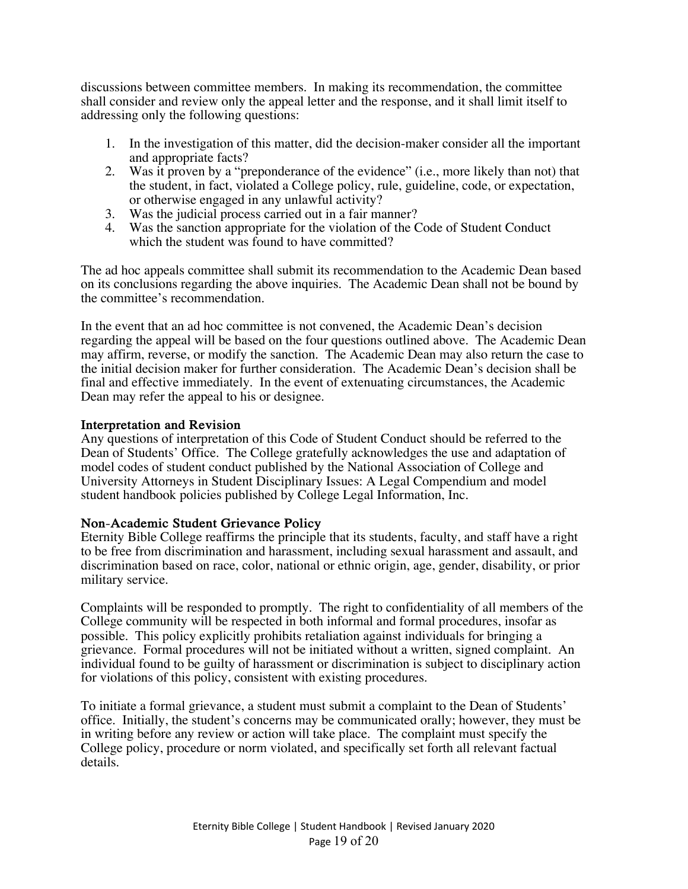discussions between committee members. In making its recommendation, the committee shall consider and review only the appeal letter and the response, and it shall limit itself to addressing only the following questions:

1. In the investigation of this matter, did the decision-maker consider all the important and appropriate facts?
2. Was it proven by a "preponderance of the evidence" (i.e., more likely than not) that the student, in fact, violated a College policy, rule, guideline, code, or expectation, or otherwise engaged in any unlawful activity?
3. Was the judicial process carried out in a fair manner?
4. Was the sanction appropriate for the violation of the Code of Student Conduct which the student was found to have committed?

The ad hoc appeals committee shall submit its recommendation to the Academic Dean based on its conclusions regarding the above inquiries. The Academic Dean shall not be bound by the committee's recommendation.

In the event that an ad hoc committee is not convened, the Academic Dean's decision regarding the appeal will be based on the four questions outlined above. The Academic Dean may affirm, reverse, or modify the sanction. The Academic Dean may also return the case to the initial decision maker for further consideration. The Academic Dean's decision shall be final and effective immediately. In the event of extenuating circumstances, the Academic Dean may refer the appeal to his or designee.

**Interpretation and Revision**

Any questions of interpretation of this Code of Student Conduct should be referred to the Dean of Students' Office. The College gratefully acknowledges the use and adaptation of model codes of student conduct published by the National Association of College and University Attorneys in Student Disciplinary Issues: A Legal Compendium and model student handbook policies published by College Legal Information, Inc.

**Non-Academic Student Grievance Policy**

Eternity Bible College reaffirms the principle that its students, faculty, and staff have a right to be free from discrimination and harassment, including sexual harassment and assault, and discrimination based on race, color, national or ethnic origin, age, gender, disability, or prior military service.

Complaints will be responded to promptly. The right to confidentiality of all members of the College community will be respected in both informal and formal procedures, insofar as possible. This policy explicitly prohibits retaliation against individuals for bringing a grievance. Formal procedures will not be initiated without a written, signed complaint. An individual found to be guilty of harassment or discrimination is subject to disciplinary action for violations of this policy, consistent with existing procedures.

To initiate a formal grievance, a student must submit a complaint to the Dean of Students' office. Initially, the student's concerns may be communicated orally; however, they must be in writing before any review or action will take place. The complaint must specify the College policy, procedure or norm violated, and specifically set forth all relevant factual details.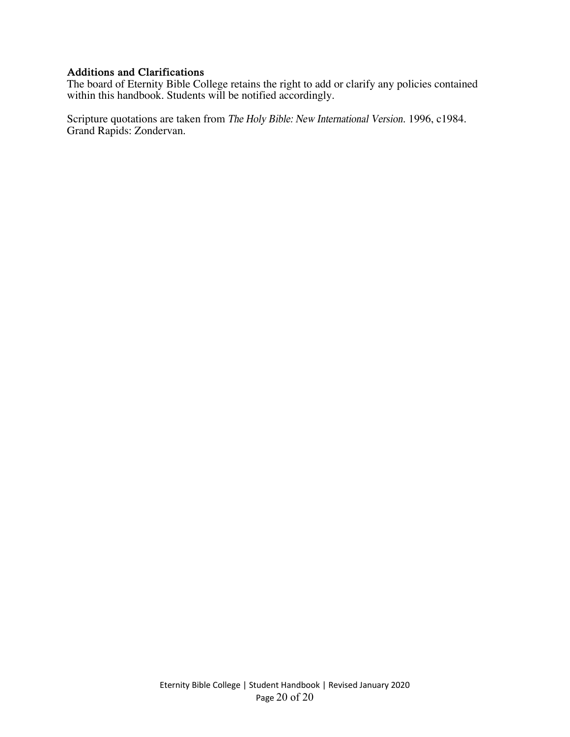**Additions and Clarifications**

The board of Eternity Bible College retains the right to add or clarify any policies contained within this handbook. Students will be notified accordingly.

Scripture quotations are taken from *The Holy Bible: New International Version*. 1996, c1984. Grand Rapids: Zondervan.